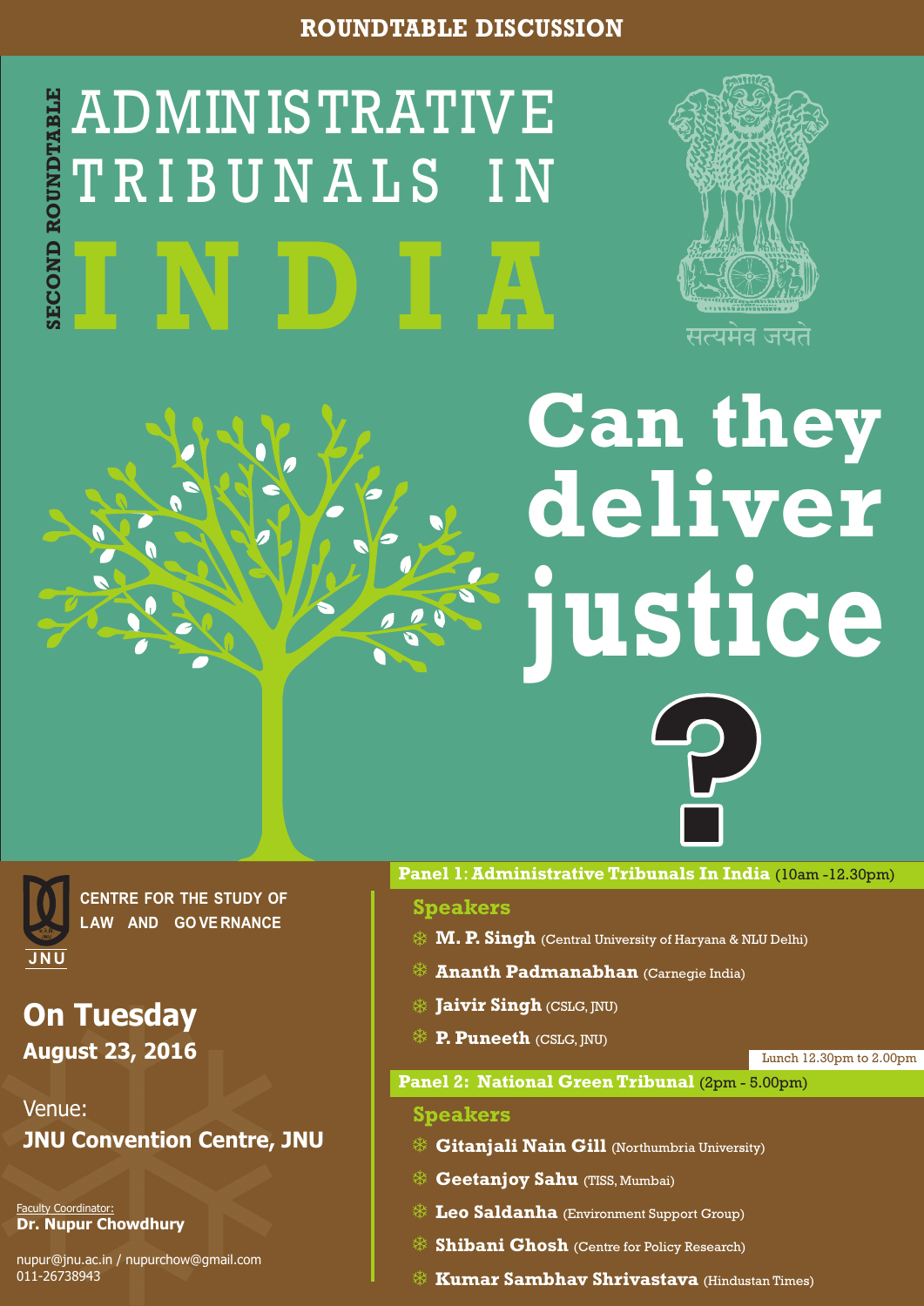**ROUNDTABLE DISCUSSION**

SECOND ROUNDTABLE

# ADMINISTRATIVE TRIBUNALS IN INDIA

सत्यमेव जयते

# Can they deliver justice?

CENTRE FOR THE STUDY OF LAW AND GOVERNANCE

JNU

## On Tuesday
**August 23, 2016**

Venue:
**JNU Convention Centre, JNU**

Faculty Coordinator:
**Dr. Nupur Chowdhury**

nupur@jnu.ac.in / nupurchow@gmail.com
011-26738943

**Panel 1: Administrative Tribunals In India** (10am -12.30pm)

**Speakers**

- **M. P. Singh** (Central University of Haryana & NLU Delhi)
- **Ananth Padmanabhan** (Carnegie India)
- **Jaivir Singh** (CSLG, JNU)
- **P. Puneeth** (CSLG, JNU)

Lunch 12.30pm to 2.00pm

**Panel 2: National Green Tribunal** (2pm - 5.00pm)

**Speakers**

- **Gitanjali Nain Gill** (Northumbria University)
- **Geetanjoy Sahu** (TISS, Mumbai)
- **Leo Saldanha** (Environment Support Group)
- **Shibani Ghosh** (Centre for Policy Research)
- **Kumar Sambhav Shrivastava** (Hindustan Times)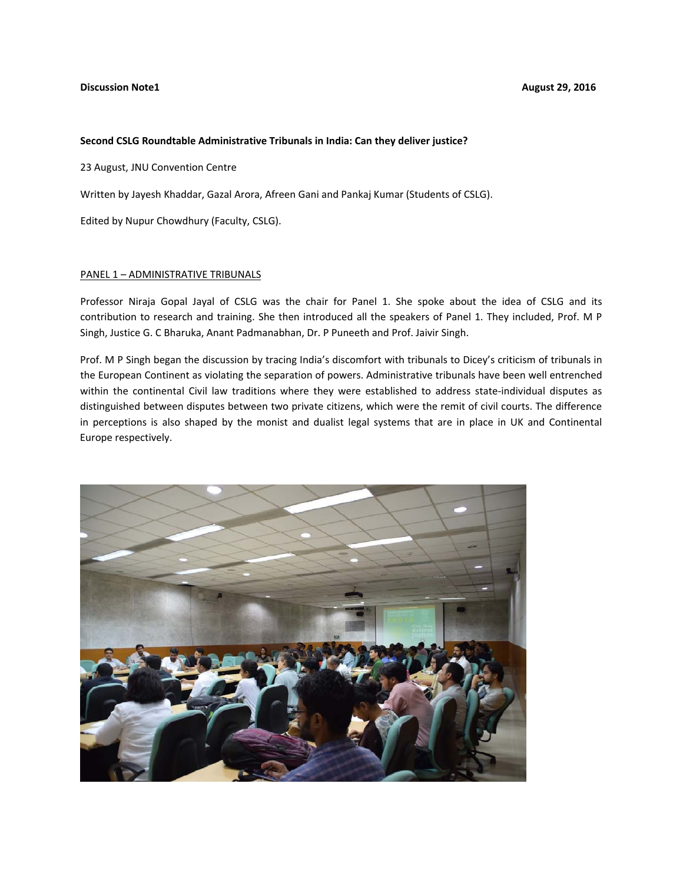**Discussion Note1** **August 29, 2016**

**Second CSLG Roundtable Administrative Tribunals in India: Can they deliver justice?**

23 August, JNU Convention Centre

Written by Jayesh Khaddar, Gazal Arora, Afreen Gani and Pankaj Kumar (Students of CSLG).

Edited by Nupur Chowdhury (Faculty, CSLG).

PANEL 1 – ADMINISTRATIVE TRIBUNALS

Professor Niraja Gopal Jayal of CSLG was the chair for Panel 1. She spoke about the idea of CSLG and its contribution to research and training. She then introduced all the speakers of Panel 1. They included, Prof. M P Singh, Justice G. C Bharuka, Anant Padmanabhan, Dr. P Puneeth and Prof. Jaivir Singh.

Prof. M P Singh began the discussion by tracing India's discomfort with tribunals to Dicey's criticism of tribunals in the European Continent as violating the separation of powers. Administrative tribunals have been well entrenched within the continental Civil law traditions where they were established to address state-individual disputes as distinguished between disputes between two private citizens, which were the remit of civil courts. The difference in perceptions is also shaped by the monist and dualist legal systems that are in place in UK and Continental Europe respectively.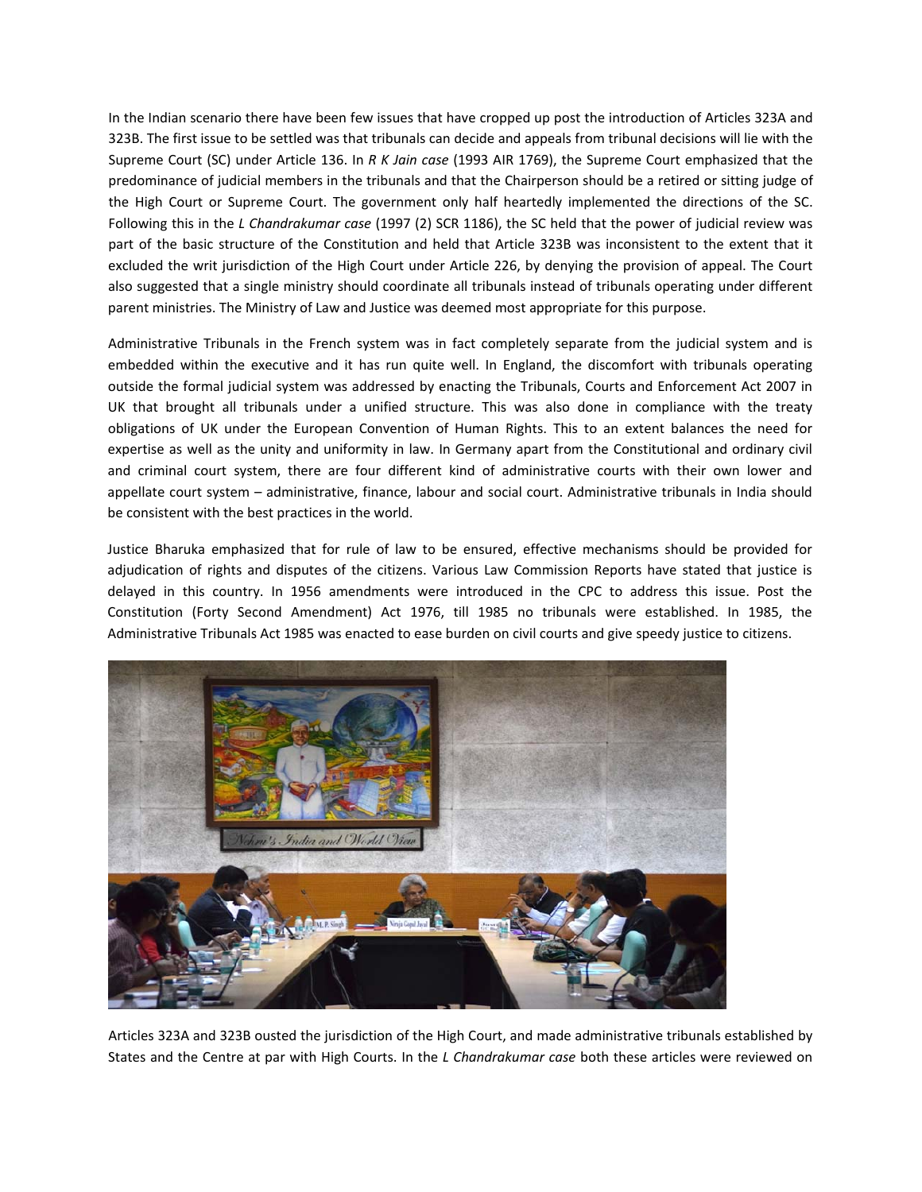In the Indian scenario there have been few issues that have cropped up post the introduction of Articles 323A and 323B. The first issue to be settled was that tribunals can decide and appeals from tribunal decisions will lie with the Supreme Court (SC) under Article 136. In *R K Jain case* (1993 AIR 1769), the Supreme Court emphasized that the predominance of judicial members in the tribunals and that the Chairperson should be a retired or sitting judge of the High Court or Supreme Court. The government only half heartedly implemented the directions of the SC. Following this in the *L Chandrakumar case* (1997 (2) SCR 1186), the SC held that the power of judicial review was part of the basic structure of the Constitution and held that Article 323B was inconsistent to the extent that it excluded the writ jurisdiction of the High Court under Article 226, by denying the provision of appeal. The Court also suggested that a single ministry should coordinate all tribunals instead of tribunals operating under different parent ministries. The Ministry of Law and Justice was deemed most appropriate for this purpose.

Administrative Tribunals in the French system was in fact completely separate from the judicial system and is embedded within the executive and it has run quite well. In England, the discomfort with tribunals operating outside the formal judicial system was addressed by enacting the Tribunals, Courts and Enforcement Act 2007 in UK that brought all tribunals under a unified structure. This was also done in compliance with the treaty obligations of UK under the European Convention of Human Rights. This to an extent balances the need for expertise as well as the unity and uniformity in law. In Germany apart from the Constitutional and ordinary civil and criminal court system, there are four different kind of administrative courts with their own lower and appellate court system – administrative, finance, labour and social court. Administrative tribunals in India should be consistent with the best practices in the world.

Justice Bharuka emphasized that for rule of law to be ensured, effective mechanisms should be provided for adjudication of rights and disputes of the citizens. Various Law Commission Reports have stated that justice is delayed in this country. In 1956 amendments were introduced in the CPC to address this issue. Post the Constitution (Forty Second Amendment) Act 1976, till 1985 no tribunals were established. In 1985, the Administrative Tribunals Act 1985 was enacted to ease burden on civil courts and give speedy justice to citizens.

Articles 323A and 323B ousted the jurisdiction of the High Court, and made administrative tribunals established by States and the Centre at par with High Courts. In the *L Chandrakumar case* both these articles were reviewed on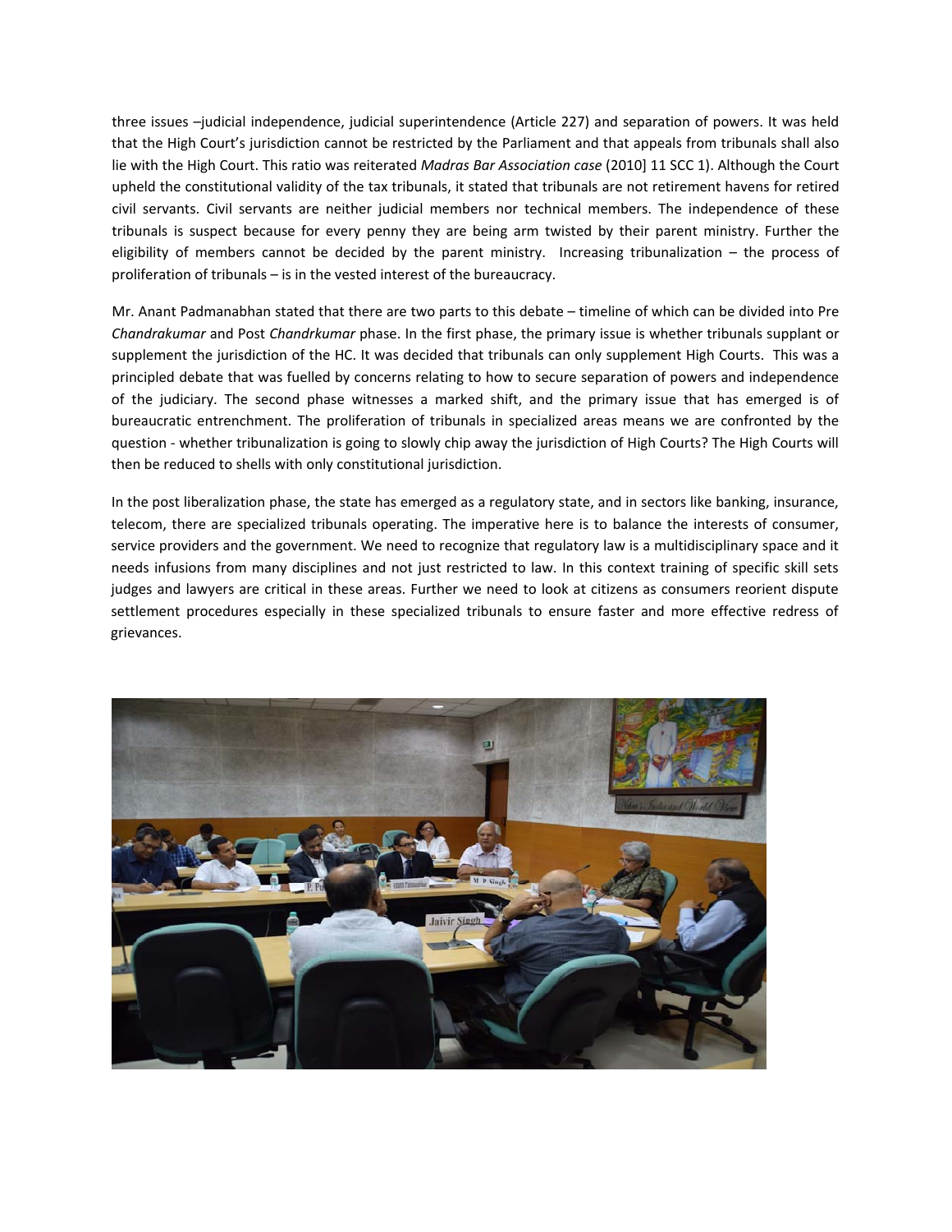three issues –judicial independence, judicial superintendence (Article 227) and separation of powers. It was held that the High Court's jurisdiction cannot be restricted by the Parliament and that appeals from tribunals shall also lie with the High Court. This ratio was reiterated *Madras Bar Association case* (2010] 11 SCC 1). Although the Court upheld the constitutional validity of the tax tribunals, it stated that tribunals are not retirement havens for retired civil servants. Civil servants are neither judicial members nor technical members. The independence of these tribunals is suspect because for every penny they are being arm twisted by their parent ministry. Further the eligibility of members cannot be decided by the parent ministry. Increasing tribunalization – the process of proliferation of tribunals – is in the vested interest of the bureaucracy.

Mr. Anant Padmanabhan stated that there are two parts to this debate – timeline of which can be divided into Pre *Chandrakumar* and Post *Chandrkumar* phase. In the first phase, the primary issue is whether tribunals supplant or supplement the jurisdiction of the HC. It was decided that tribunals can only supplement High Courts. This was a principled debate that was fuelled by concerns relating to how to secure separation of powers and independence of the judiciary. The second phase witnesses a marked shift, and the primary issue that has emerged is of bureaucratic entrenchment. The proliferation of tribunals in specialized areas means we are confronted by the question - whether tribunalization is going to slowly chip away the jurisdiction of High Courts? The High Courts will then be reduced to shells with only constitutional jurisdiction.

In the post liberalization phase, the state has emerged as a regulatory state, and in sectors like banking, insurance, telecom, there are specialized tribunals operating. The imperative here is to balance the interests of consumer, service providers and the government. We need to recognize that regulatory law is a multidisciplinary space and it needs infusions from many disciplines and not just restricted to law. In this context training of specific skill sets judges and lawyers are critical in these areas. Further we need to look at citizens as consumers reorient dispute settlement procedures especially in these specialized tribunals to ensure faster and more effective redress of grievances.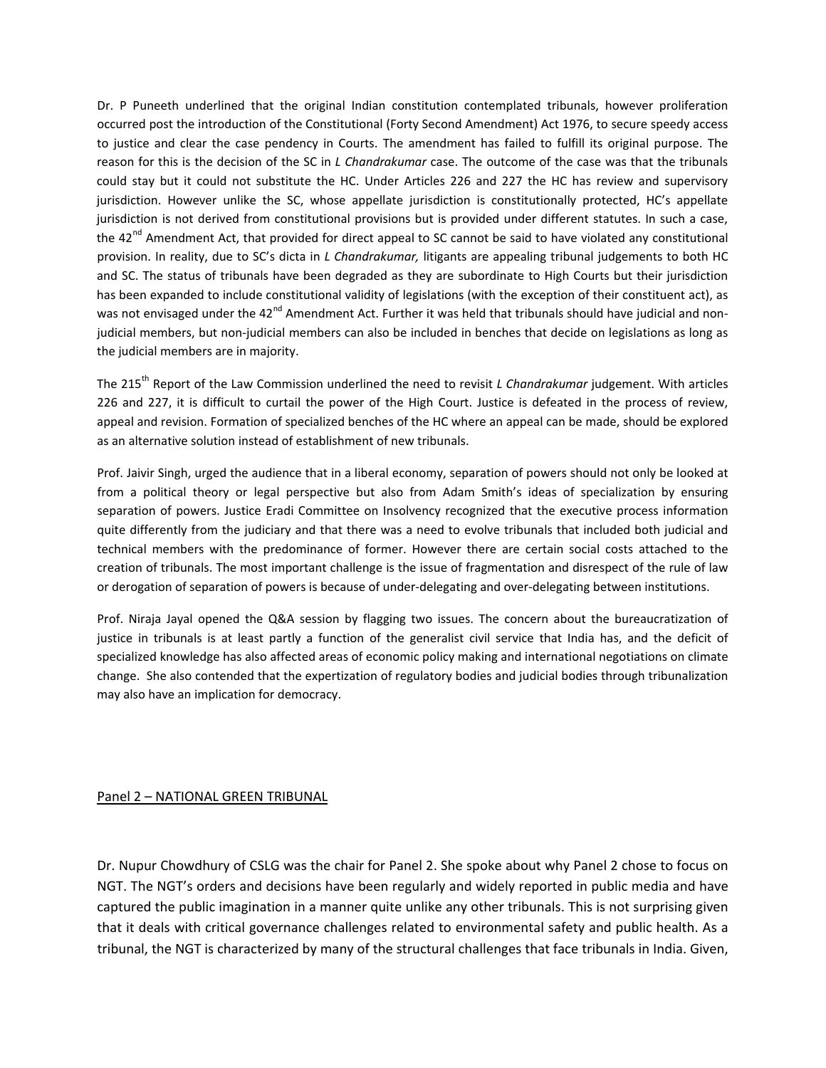Dr. P Puneeth underlined that the original Indian constitution contemplated tribunals, however proliferation occurred post the introduction of the Constitutional (Forty Second Amendment) Act 1976, to secure speedy access to justice and clear the case pendency in Courts. The amendment has failed to fulfill its original purpose. The reason for this is the decision of the SC in *L Chandrakumar* case. The outcome of the case was that the tribunals could stay but it could not substitute the HC. Under Articles 226 and 227 the HC has review and supervisory jurisdiction. However unlike the SC, whose appellate jurisdiction is constitutionally protected, HC's appellate jurisdiction is not derived from constitutional provisions but is provided under different statutes. In such a case, the 42nd Amendment Act, that provided for direct appeal to SC cannot be said to have violated any constitutional provision. In reality, due to SC's dicta in *L Chandrakumar,* litigants are appealing tribunal judgements to both HC and SC. The status of tribunals have been degraded as they are subordinate to High Courts but their jurisdiction has been expanded to include constitutional validity of legislations (with the exception of their constituent act), as was not envisaged under the 42nd Amendment Act. Further it was held that tribunals should have judicial and non-judicial members, but non-judicial members can also be included in benches that decide on legislations as long as the judicial members are in majority.

The 215th Report of the Law Commission underlined the need to revisit *L Chandrakumar* judgement. With articles 226 and 227, it is difficult to curtail the power of the High Court. Justice is defeated in the process of review, appeal and revision. Formation of specialized benches of the HC where an appeal can be made, should be explored as an alternative solution instead of establishment of new tribunals.

Prof. Jaivir Singh, urged the audience that in a liberal economy, separation of powers should not only be looked at from a political theory or legal perspective but also from Adam Smith's ideas of specialization by ensuring separation of powers. Justice Eradi Committee on Insolvency recognized that the executive process information quite differently from the judiciary and that there was a need to evolve tribunals that included both judicial and technical members with the predominance of former. However there are certain social costs attached to the creation of tribunals. The most important challenge is the issue of fragmentation and disrespect of the rule of law or derogation of separation of powers is because of under-delegating and over-delegating between institutions.

Prof. Niraja Jayal opened the Q&A session by flagging two issues. The concern about the bureaucratization of justice in tribunals is at least partly a function of the generalist civil service that India has, and the deficit of specialized knowledge has also affected areas of economic policy making and international negotiations on climate change. She also contended that the expertization of regulatory bodies and judicial bodies through tribunalization may also have an implication for democracy.

## Panel 2 – NATIONAL GREEN TRIBUNAL

Dr. Nupur Chowdhury of CSLG was the chair for Panel 2. She spoke about why Panel 2 chose to focus on NGT. The NGT's orders and decisions have been regularly and widely reported in public media and have captured the public imagination in a manner quite unlike any other tribunals. This is not surprising given that it deals with critical governance challenges related to environmental safety and public health. As a tribunal, the NGT is characterized by many of the structural challenges that face tribunals in India. Given,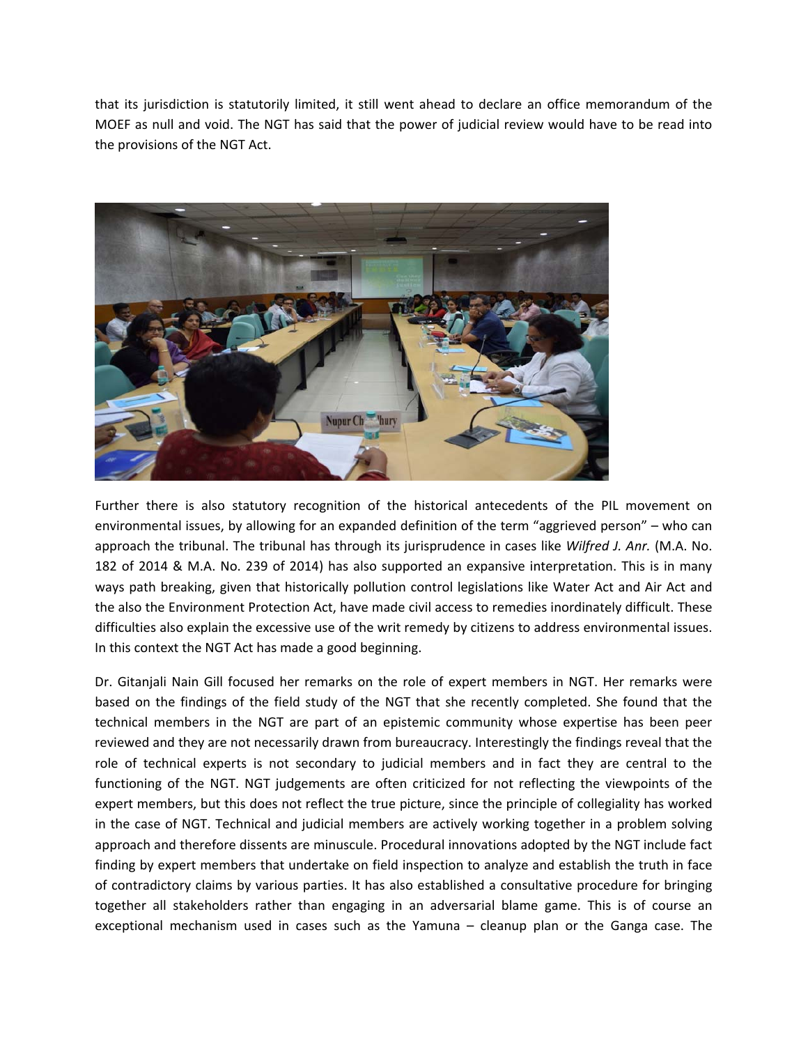that its jurisdiction is statutorily limited, it still went ahead to declare an office memorandum of the MOEF as null and void. The NGT has said that the power of judicial review would have to be read into the provisions of the NGT Act.

Further there is also statutory recognition of the historical antecedents of the PIL movement on environmental issues, by allowing for an expanded definition of the term "aggrieved person" – who can approach the tribunal. The tribunal has through its jurisprudence in cases like *Wilfred J. Anr.* (M.A. No. 182 of 2014 & M.A. No. 239 of 2014) has also supported an expansive interpretation. This is in many ways path breaking, given that historically pollution control legislations like Water Act and Air Act and the also the Environment Protection Act, have made civil access to remedies inordinately difficult. These difficulties also explain the excessive use of the writ remedy by citizens to address environmental issues. In this context the NGT Act has made a good beginning.

Dr. Gitanjali Nain Gill focused her remarks on the role of expert members in NGT. Her remarks were based on the findings of the field study of the NGT that she recently completed. She found that the technical members in the NGT are part of an epistemic community whose expertise has been peer reviewed and they are not necessarily drawn from bureaucracy. Interestingly the findings reveal that the role of technical experts is not secondary to judicial members and in fact they are central to the functioning of the NGT. NGT judgements are often criticized for not reflecting the viewpoints of the expert members, but this does not reflect the true picture, since the principle of collegiality has worked in the case of NGT. Technical and judicial members are actively working together in a problem solving approach and therefore dissents are minuscule. Procedural innovations adopted by the NGT include fact finding by expert members that undertake on field inspection to analyze and establish the truth in face of contradictory claims by various parties. It has also established a consultative procedure for bringing together all stakeholders rather than engaging in an adversarial blame game. This is of course an exceptional mechanism used in cases such as the Yamuna – cleanup plan or the Ganga case. The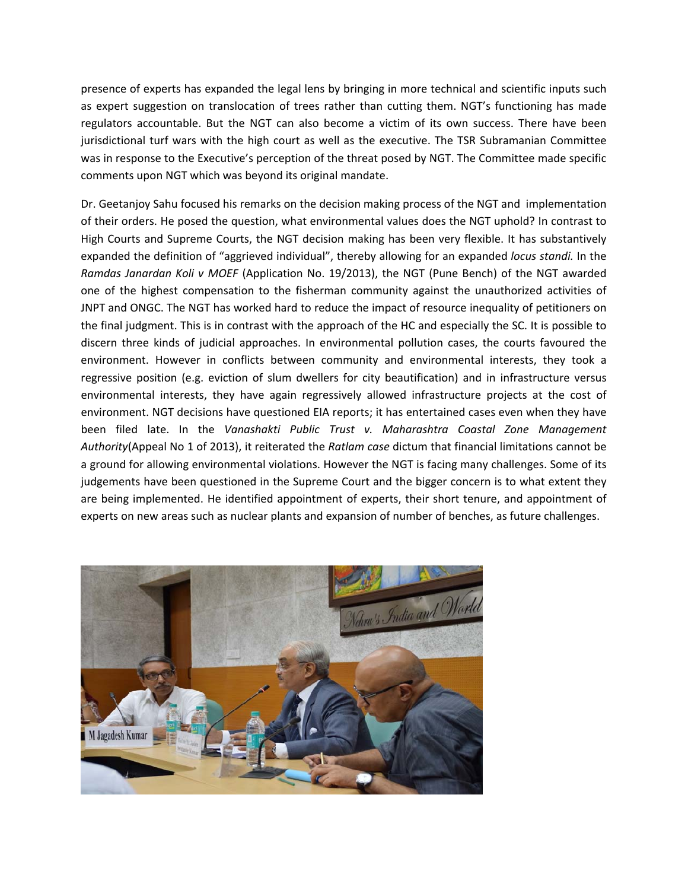presence of experts has expanded the legal lens by bringing in more technical and scientific inputs such as expert suggestion on translocation of trees rather than cutting them. NGT's functioning has made regulators accountable. But the NGT can also become a victim of its own success. There have been jurisdictional turf wars with the high court as well as the executive. The TSR Subramanian Committee was in response to the Executive's perception of the threat posed by NGT. The Committee made specific comments upon NGT which was beyond its original mandate.

Dr. Geetanjoy Sahu focused his remarks on the decision making process of the NGT and implementation of their orders. He posed the question, what environmental values does the NGT uphold? In contrast to High Courts and Supreme Courts, the NGT decision making has been very flexible. It has substantively expanded the definition of "aggrieved individual", thereby allowing for an expanded *locus standi.* In the *Ramdas Janardan Koli v MOEF* (Application No. 19/2013), the NGT (Pune Bench) of the NGT awarded one of the highest compensation to the fisherman community against the unauthorized activities of JNPT and ONGC. The NGT has worked hard to reduce the impact of resource inequality of petitioners on the final judgment. This is in contrast with the approach of the HC and especially the SC. It is possible to discern three kinds of judicial approaches. In environmental pollution cases, the courts favoured the environment. However in conflicts between community and environmental interests, they took a regressive position (e.g. eviction of slum dwellers for city beautification) and in infrastructure versus environmental interests, they have again regressively allowed infrastructure projects at the cost of environment. NGT decisions have questioned EIA reports; it has entertained cases even when they have been filed late. In the *Vanashakti Public Trust v. Maharashtra Coastal Zone Management Authority*(Appeal No 1 of 2013), it reiterated the *Ratlam case* dictum that financial limitations cannot be a ground for allowing environmental violations. However the NGT is facing many challenges. Some of its judgements have been questioned in the Supreme Court and the bigger concern is to what extent they are being implemented. He identified appointment of experts, their short tenure, and appointment of experts on new areas such as nuclear plants and expansion of number of benches, as future challenges.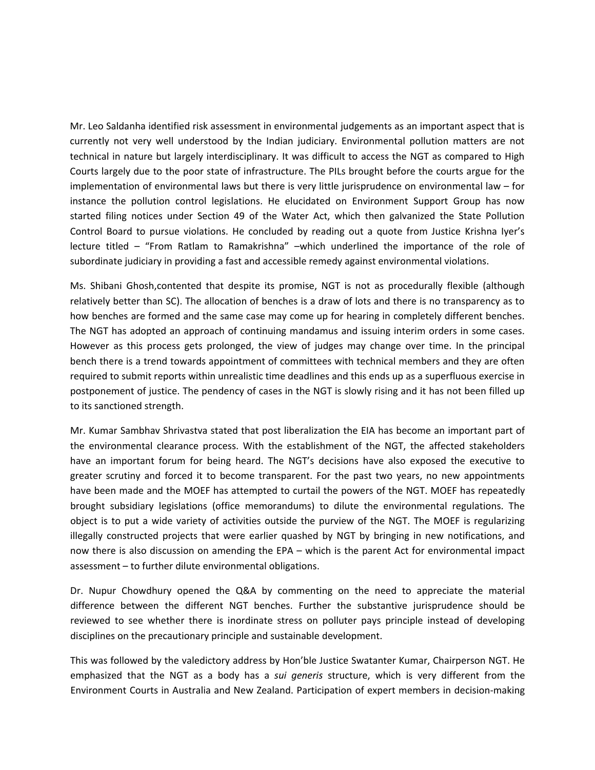Mr. Leo Saldanha identified risk assessment in environmental judgements as an important aspect that is currently not very well understood by the Indian judiciary. Environmental pollution matters are not technical in nature but largely interdisciplinary. It was difficult to access the NGT as compared to High Courts largely due to the poor state of infrastructure. The PILs brought before the courts argue for the implementation of environmental laws but there is very little jurisprudence on environmental law – for instance the pollution control legislations. He elucidated on Environment Support Group has now started filing notices under Section 49 of the Water Act, which then galvanized the State Pollution Control Board to pursue violations. He concluded by reading out a quote from Justice Krishna Iyer's lecture titled – "From Ratlam to Ramakrishna" –which underlined the importance of the role of subordinate judiciary in providing a fast and accessible remedy against environmental violations.

Ms. Shibani Ghosh,contented that despite its promise, NGT is not as procedurally flexible (although relatively better than SC). The allocation of benches is a draw of lots and there is no transparency as to how benches are formed and the same case may come up for hearing in completely different benches. The NGT has adopted an approach of continuing mandamus and issuing interim orders in some cases. However as this process gets prolonged, the view of judges may change over time. In the principal bench there is a trend towards appointment of committees with technical members and they are often required to submit reports within unrealistic time deadlines and this ends up as a superfluous exercise in postponement of justice. The pendency of cases in the NGT is slowly rising and it has not been filled up to its sanctioned strength.

Mr. Kumar Sambhav Shrivastva stated that post liberalization the EIA has become an important part of the environmental clearance process. With the establishment of the NGT, the affected stakeholders have an important forum for being heard. The NGT's decisions have also exposed the executive to greater scrutiny and forced it to become transparent. For the past two years, no new appointments have been made and the MOEF has attempted to curtail the powers of the NGT. MOEF has repeatedly brought subsidiary legislations (office memorandums) to dilute the environmental regulations. The object is to put a wide variety of activities outside the purview of the NGT. The MOEF is regularizing illegally constructed projects that were earlier quashed by NGT by bringing in new notifications, and now there is also discussion on amending the EPA – which is the parent Act for environmental impact assessment – to further dilute environmental obligations.

Dr. Nupur Chowdhury opened the Q&A by commenting on the need to appreciate the material difference between the different NGT benches. Further the substantive jurisprudence should be reviewed to see whether there is inordinate stress on polluter pays principle instead of developing disciplines on the precautionary principle and sustainable development.

This was followed by the valedictory address by Hon'ble Justice Swatanter Kumar, Chairperson NGT. He emphasized that the NGT as a body has a *sui generis* structure, which is very different from the Environment Courts in Australia and New Zealand. Participation of expert members in decision-making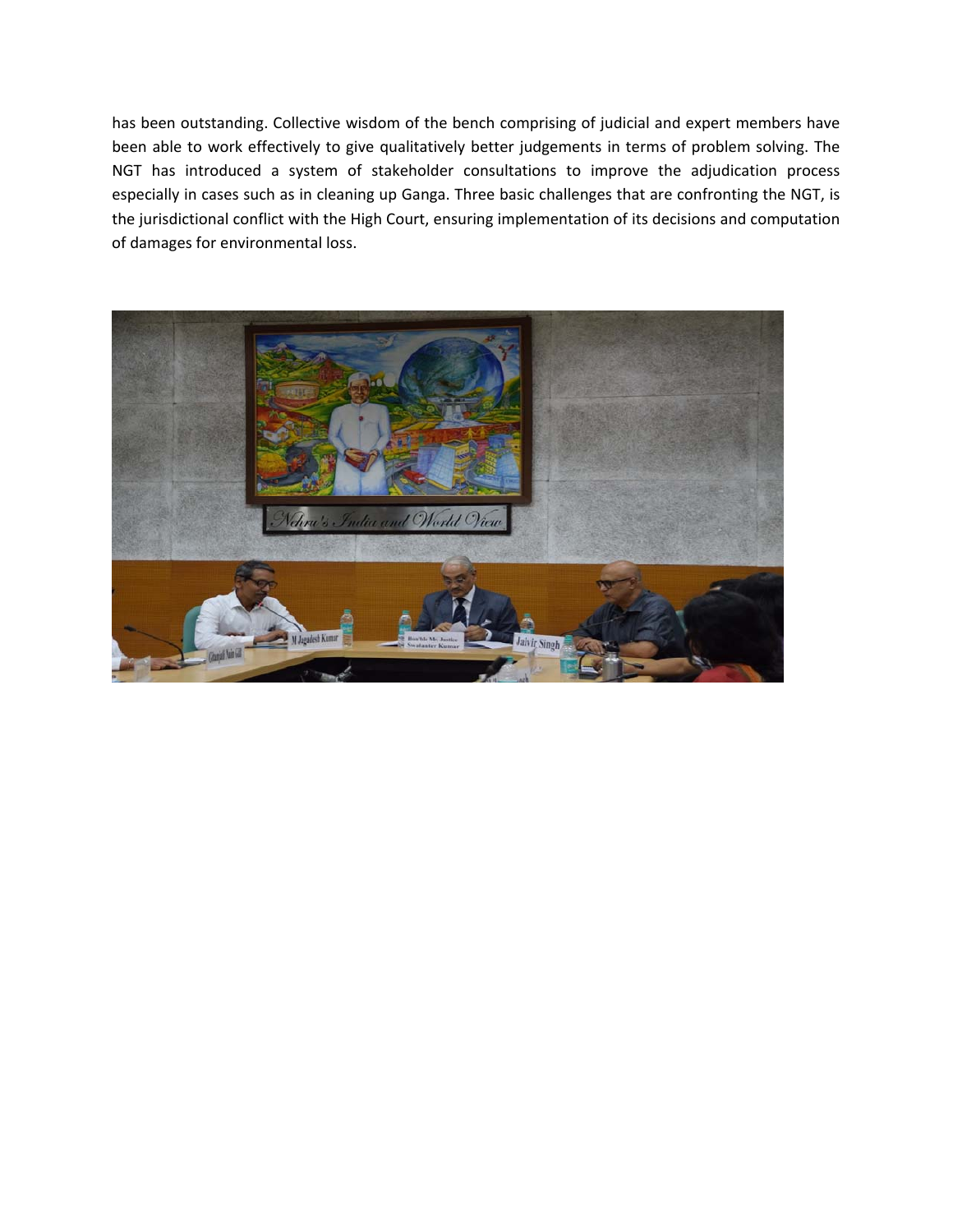has been outstanding. Collective wisdom of the bench comprising of judicial and expert members have been able to work effectively to give qualitatively better judgements in terms of problem solving. The NGT has introduced a system of stakeholder consultations to improve the adjudication process especially in cases such as in cleaning up Ganga. Three basic challenges that are confronting the NGT, is the jurisdictional conflict with the High Court, ensuring implementation of its decisions and computation of damages for environmental loss.